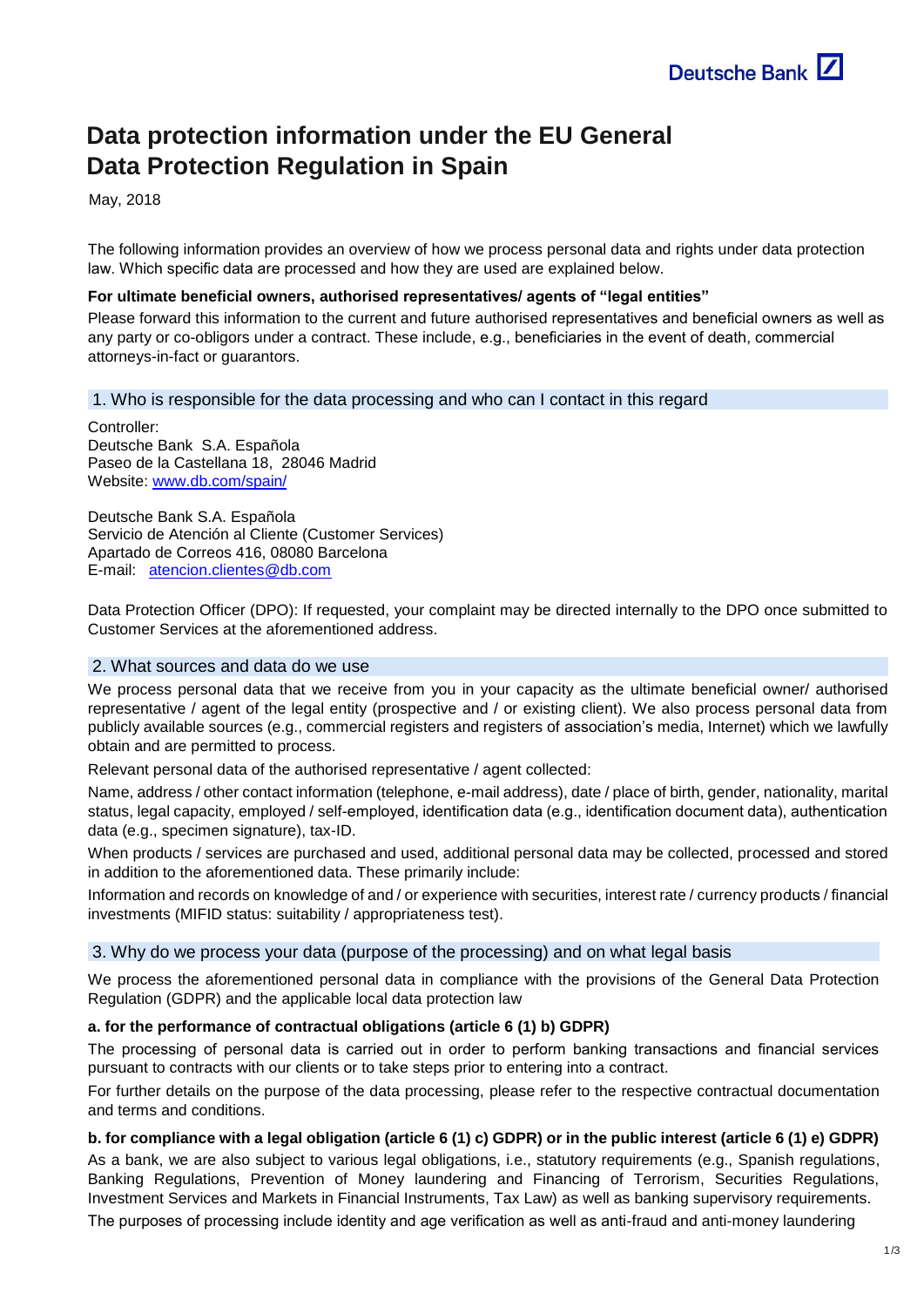# Data protection information under the EU General Data Protection Regulation in Spain

May, 2018

The following information provides an overview of how we process personal data and rights under data protection law. Which specific data are processed and how they are used are explained below.

**For ultimate beneficial owners, authorised representatives/ agents of "legal entities"**

Please forward this information to the current and future authorised representatives and beneficial owners as well as any party or co-obligors under a contract. These include, e.g., beneficiaries in the event of death, commercial attorneys-in-fact or guarantors.

## 1. Who is responsible for the data processing and who can I contact in this regard

Controller:
Deutsche Bank S.A. Española
Paseo de la Castellana 18, 28046 Madrid
Website: [www.db.com/spain/](www.db.com/spain/)

Deutsche Bank S.A. Española
Servicio de Atención al Cliente (Customer Services)
Apartado de Correos 416, 08080 Barcelona
E-mail: [atencion.clientes@db.com](mailto:atencion.clientes@db.com)

Data Protection Officer (DPO): If requested, your complaint may be directed internally to the DPO once submitted to Customer Services at the aforementioned address.

## 2. What sources and data do we use

We process personal data that we receive from you in your capacity as the ultimate beneficial owner/ authorised representative / agent of the legal entity (prospective and / or existing client). We also process personal data from publicly available sources (e.g., commercial registers and registers of association's media, Internet) which we lawfully obtain and are permitted to process.

Relevant personal data of the authorised representative / agent collected:

Name, address / other contact information (telephone, e-mail address), date / place of birth, gender, nationality, marital status, legal capacity, employed / self-employed, identification data (e.g., identification document data), authentication data (e.g., specimen signature), tax-ID.

When products / services are purchased and used, additional personal data may be collected, processed and stored in addition to the aforementioned data. These primarily include:

Information and records on knowledge of and / or experience with securities, interest rate / currency products / financial investments (MIFID status: suitability / appropriateness test).

## 3. Why do we process your data (purpose of the processing) and on what legal basis

We process the aforementioned personal data in compliance with the provisions of the General Data Protection Regulation (GDPR) and the applicable local data protection law

**a. for the performance of contractual obligations (article 6 (1) b) GDPR)**

The processing of personal data is carried out in order to perform banking transactions and financial services pursuant to contracts with our clients or to take steps prior to entering into a contract.

For further details on the purpose of the data processing, please refer to the respective contractual documentation and terms and conditions.

**b. for compliance with a legal obligation (article 6 (1) c) GDPR) or in the public interest (article 6 (1) e) GDPR)**

As a bank, we are also subject to various legal obligations, i.e., statutory requirements (e.g., Spanish regulations, Banking Regulations, Prevention of Money laundering and Financing of Terrorism, Securities Regulations, Investment Services and Markets in Financial Instruments, Tax Law) as well as banking supervisory requirements.

The purposes of processing include identity and age verification as well as anti-fraud and anti-money laundering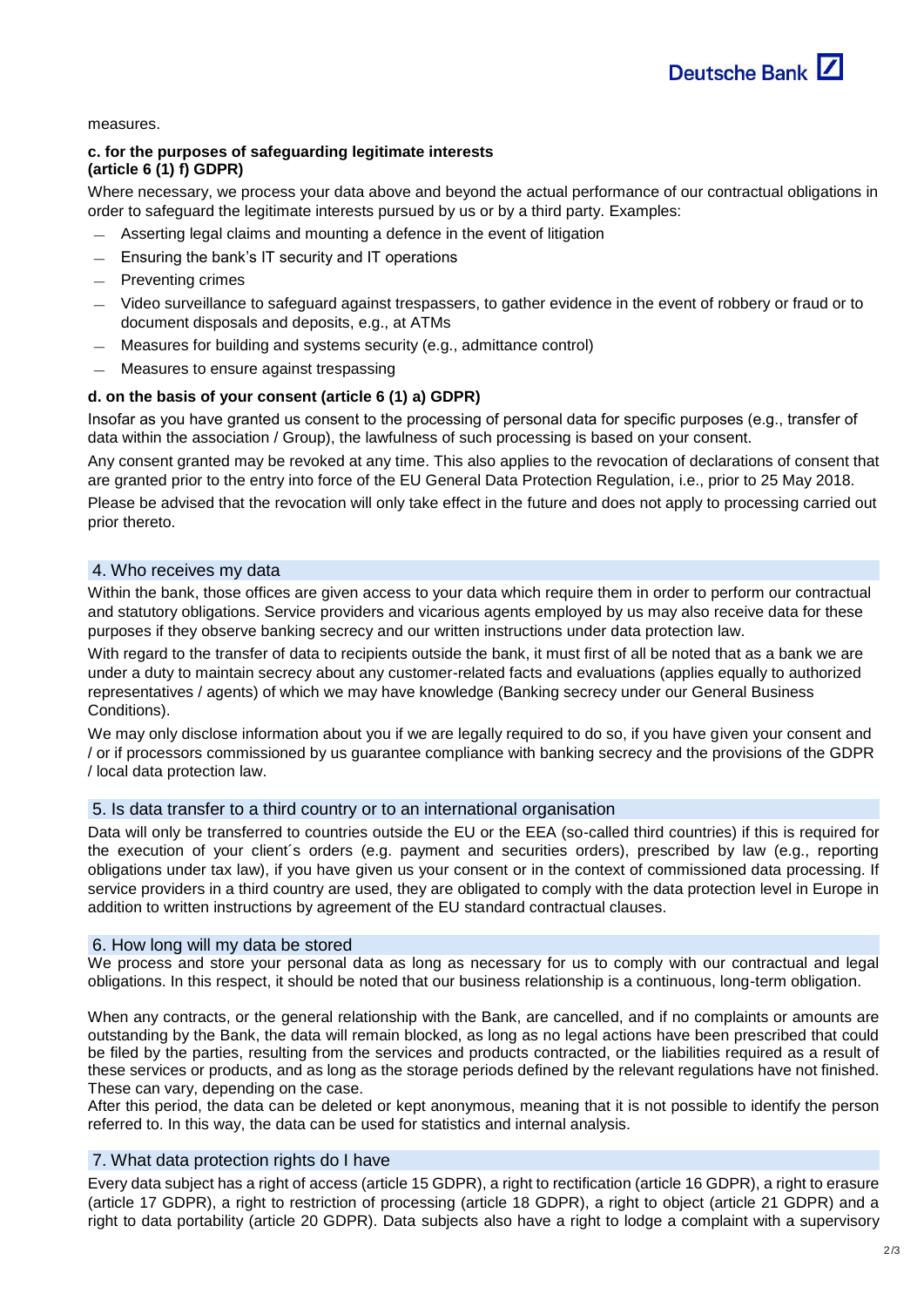measures.

**c. for the purposes of safeguarding legitimate interests (article 6 (1) f) GDPR)**

Where necessary, we process your data above and beyond the actual performance of our contractual obligations in order to safeguard the legitimate interests pursued by us or by a third party. Examples:

- Asserting legal claims and mounting a defence in the event of litigation
- Ensuring the bank's IT security and IT operations
- Preventing crimes
- Video surveillance to safeguard against trespassers, to gather evidence in the event of robbery or fraud or to document disposals and deposits, e.g., at ATMs
- Measures for building and systems security (e.g., admittance control)
- Measures to ensure against trespassing

**d. on the basis of your consent (article 6 (1) a) GDPR)**

Insofar as you have granted us consent to the processing of personal data for specific purposes (e.g., transfer of data within the association / Group), the lawfulness of such processing is based on your consent.

Any consent granted may be revoked at any time. This also applies to the revocation of declarations of consent that are granted prior to the entry into force of the EU General Data Protection Regulation, i.e., prior to 25 May 2018.

Please be advised that the revocation will only take effect in the future and does not apply to processing carried out prior thereto.

## 4. Who receives my data

Within the bank, those offices are given access to your data which require them in order to perform our contractual and statutory obligations. Service providers and vicarious agents employed by us may also receive data for these purposes if they observe banking secrecy and our written instructions under data protection law.

With regard to the transfer of data to recipients outside the bank, it must first of all be noted that as a bank we are under a duty to maintain secrecy about any customer-related facts and evaluations (applies equally to authorized representatives / agents) of which we may have knowledge (Banking secrecy under our General Business Conditions).

We may only disclose information about you if we are legally required to do so, if you have given your consent and / or if processors commissioned by us guarantee compliance with banking secrecy and the provisions of the GDPR / local data protection law.

## 5. Is data transfer to a third country or to an international organisation

Data will only be transferred to countries outside the EU or the EEA (so-called third countries) if this is required for the execution of your client´s orders (e.g. payment and securities orders), prescribed by law (e.g., reporting obligations under tax law), if you have given us your consent or in the context of commissioned data processing. If service providers in a third country are used, they are obligated to comply with the data protection level in Europe in addition to written instructions by agreement of the EU standard contractual clauses.

## 6. How long will my data be stored

We process and store your personal data as long as necessary for us to comply with our contractual and legal obligations. In this respect, it should be noted that our business relationship is a continuous, long-term obligation.

When any contracts, or the general relationship with the Bank, are cancelled, and if no complaints or amounts are outstanding by the Bank, the data will remain blocked, as long as no legal actions have been prescribed that could be filed by the parties, resulting from the services and products contracted, or the liabilities required as a result of these services or products, and as long as the storage periods defined by the relevant regulations have not finished. These can vary, depending on the case.

After this period, the data can be deleted or kept anonymous, meaning that it is not possible to identify the person referred to. In this way, the data can be used for statistics and internal analysis.

## 7. What data protection rights do I have

Every data subject has a right of access (article 15 GDPR), a right to rectification (article 16 GDPR), a right to erasure (article 17 GDPR), a right to restriction of processing (article 18 GDPR), a right to object (article 21 GDPR) and a right to data portability (article 20 GDPR). Data subjects also have a right to lodge a complaint with a supervisory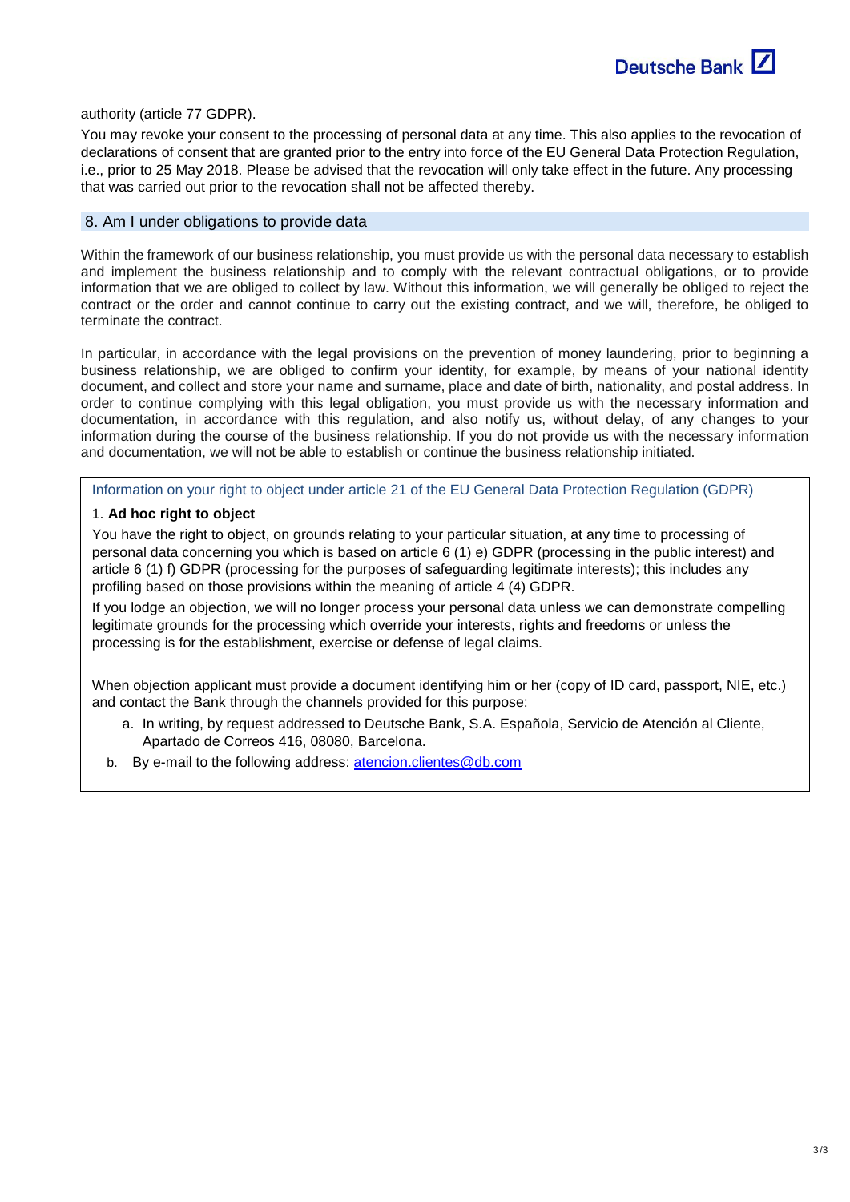authority (article 77 GDPR).

You may revoke your consent to the processing of personal data at any time. This also applies to the revocation of declarations of consent that are granted prior to the entry into force of the EU General Data Protection Regulation, i.e., prior to 25 May 2018. Please be advised that the revocation will only take effect in the future. Any processing that was carried out prior to the revocation shall not be affected thereby.

## 8. Am I under obligations to provide data

Within the framework of our business relationship, you must provide us with the personal data necessary to establish and implement the business relationship and to comply with the relevant contractual obligations, or to provide information that we are obliged to collect by law. Without this information, we will generally be obliged to reject the contract or the order and cannot continue to carry out the existing contract, and we will, therefore, be obliged to terminate the contract.

In particular, in accordance with the legal provisions on the prevention of money laundering, prior to beginning a business relationship, we are obliged to confirm your identity, for example, by means of your national identity document, and collect and store your name and surname, place and date of birth, nationality, and postal address. In order to continue complying with this legal obligation, you must provide us with the necessary information and documentation, in accordance with this regulation, and also notify us, without delay, of any changes to your information during the course of the business relationship. If you do not provide us with the necessary information and documentation, we will not be able to establish or continue the business relationship initiated.

### Information on your right to object under article 21 of the EU General Data Protection Regulation (GDPR)

1. **Ad hoc right to object**

You have the right to object, on grounds relating to your particular situation, at any time to processing of personal data concerning you which is based on article 6 (1) e) GDPR (processing in the public interest) and article 6 (1) f) GDPR (processing for the purposes of safeguarding legitimate interests); this includes any profiling based on those provisions within the meaning of article 4 (4) GDPR.

If you lodge an objection, we will no longer process your personal data unless we can demonstrate compelling legitimate grounds for the processing which override your interests, rights and freedoms or unless the processing is for the establishment, exercise or defense of legal claims.

When objection applicant must provide a document identifying him or her (copy of ID card, passport, NIE, etc.) and contact the Bank through the channels provided for this purpose:

a. In writing, by request addressed to Deutsche Bank, S.A. Española, Servicio de Atención al Cliente, Apartado de Correos 416, 08080, Barcelona.

b. By e-mail to the following address: atencion.clientes@db.com